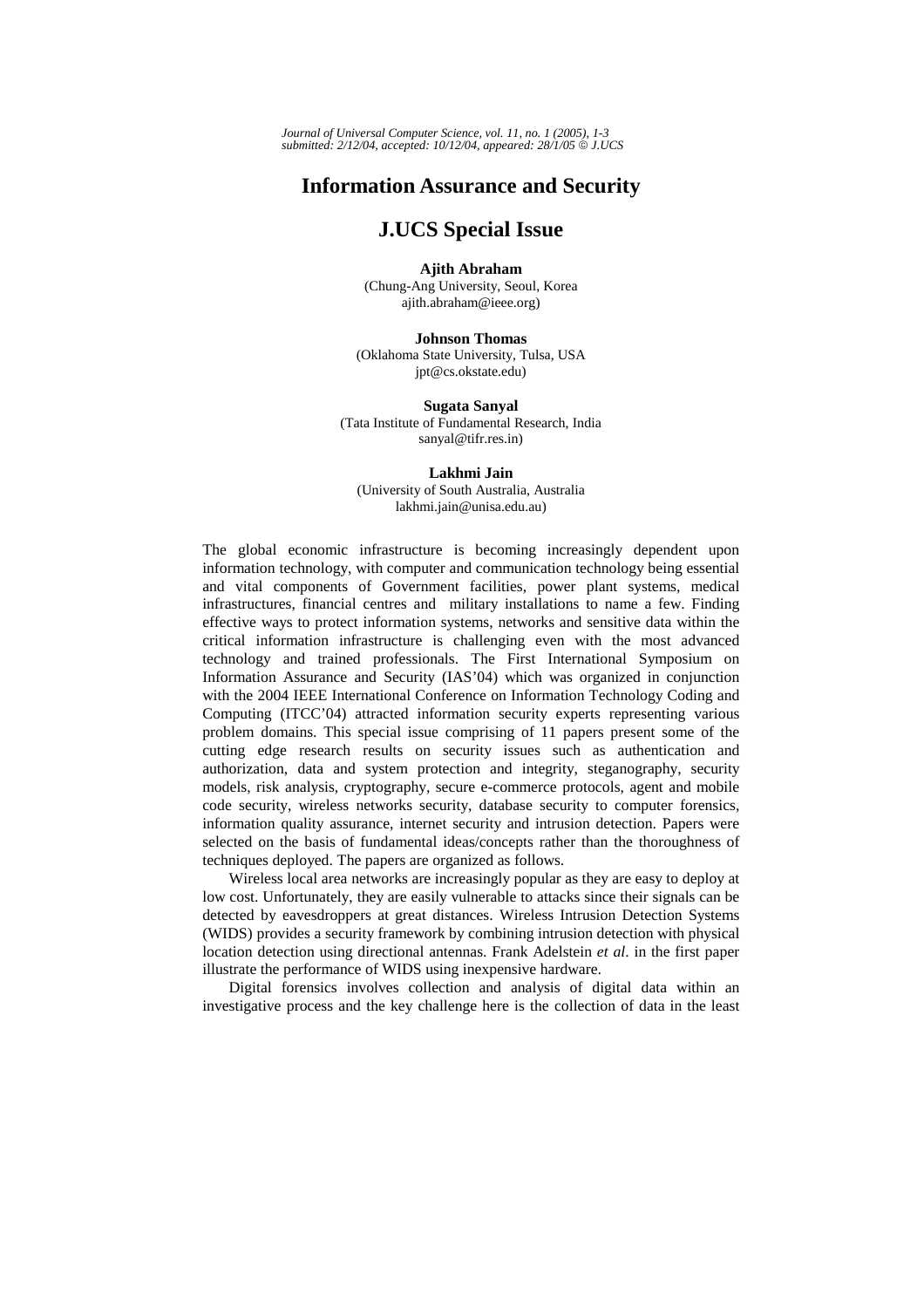# Information Assurance and Security

# J.UCS Special Issue

**Ajith Abraham**
(Chung-Ang University, Seoul, Korea
ajith.abraham@ieee.org)

**Johnson Thomas**
(Oklahoma State University, Tulsa, USA
jpt@cs.okstate.edu)

**Sugata Sanyal**
(Tata Institute of Fundamental Research, India
sanyal@tifr.res.in)

**Lakhmi Jain**
(University of South Australia, Australia
lakhmi.jain@unisa.edu.au)

The global economic infrastructure is becoming increasingly dependent upon information technology, with computer and communication technology being essential and vital components of Government facilities, power plant systems, medical infrastructures, financial centres and military installations to name a few. Finding effective ways to protect information systems, networks and sensitive data within the critical information infrastructure is challenging even with the most advanced technology and trained professionals. The First International Symposium on Information Assurance and Security (IAS'04) which was organized in conjunction with the 2004 IEEE International Conference on Information Technology Coding and Computing (ITCC'04) attracted information security experts representing various problem domains. This special issue comprising of 11 papers present some of the cutting edge research results on security issues such as authentication and authorization, data and system protection and integrity, steganography, security models, risk analysis, cryptography, secure e-commerce protocols, agent and mobile code security, wireless networks security, database security to computer forensics, information quality assurance, internet security and intrusion detection. Papers were selected on the basis of fundamental ideas/concepts rather than the thoroughness of techniques deployed. The papers are organized as follows.

Wireless local area networks are increasingly popular as they are easy to deploy at low cost. Unfortunately, they are easily vulnerable to attacks since their signals can be detected by eavesdroppers at great distances. Wireless Intrusion Detection Systems (WIDS) provides a security framework by combining intrusion detection with physical location detection using directional antennas. Frank Adelstein *et al*. in the first paper illustrate the performance of WIDS using inexpensive hardware.

Digital forensics involves collection and analysis of digital data within an investigative process and the key challenge here is the collection of data in the least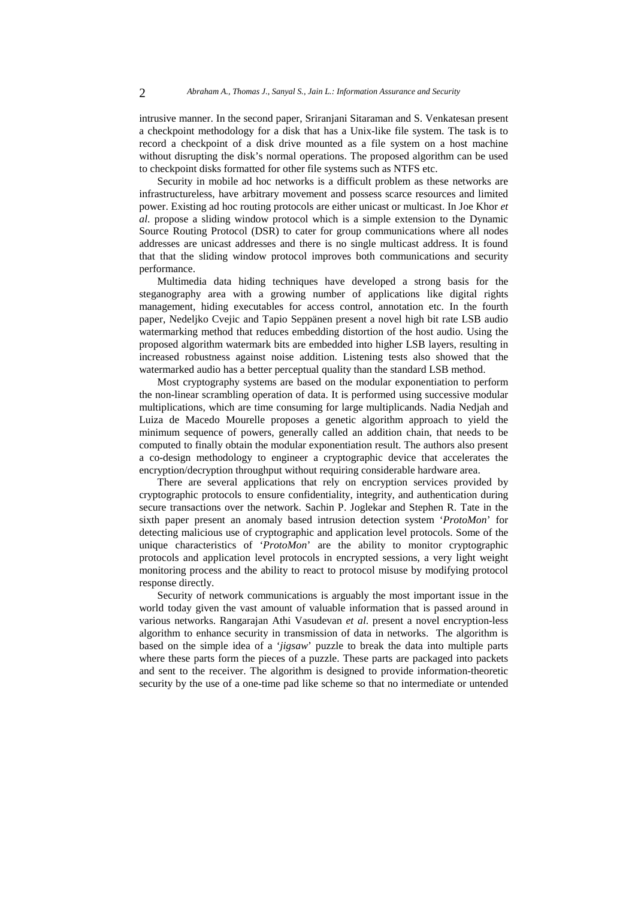intrusive manner. In the second paper, Sriranjani Sitaraman and S. Venkatesan present a checkpoint methodology for a disk that has a Unix-like file system. The task is to record a checkpoint of a disk drive mounted as a file system on a host machine without disrupting the disk's normal operations. The proposed algorithm can be used to checkpoint disks formatted for other file systems such as NTFS etc.

Security in mobile ad hoc networks is a difficult problem as these networks are infrastructureless, have arbitrary movement and possess scarce resources and limited power. Existing ad hoc routing protocols are either unicast or multicast. In Joe Khor *et al*. propose a sliding window protocol which is a simple extension to the Dynamic Source Routing Protocol (DSR) to cater for group communications where all nodes addresses are unicast addresses and there is no single multicast address. It is found that that the sliding window protocol improves both communications and security performance.

Multimedia data hiding techniques have developed a strong basis for the steganography area with a growing number of applications like digital rights management, hiding executables for access control, annotation etc. In the fourth paper, Nedeljko Cvejic and Tapio Seppänen present a novel high bit rate LSB audio watermarking method that reduces embedding distortion of the host audio. Using the proposed algorithm watermark bits are embedded into higher LSB layers, resulting in increased robustness against noise addition. Listening tests also showed that the watermarked audio has a better perceptual quality than the standard LSB method.

Most cryptography systems are based on the modular exponentiation to perform the non-linear scrambling operation of data. It is performed using successive modular multiplications, which are time consuming for large multiplicands. Nadia Nedjah and Luiza de Macedo Mourelle proposes a genetic algorithm approach to yield the minimum sequence of powers, generally called an addition chain, that needs to be computed to finally obtain the modular exponentiation result. The authors also present a co-design methodology to engineer a cryptographic device that accelerates the encryption/decryption throughput without requiring considerable hardware area.

There are several applications that rely on encryption services provided by cryptographic protocols to ensure confidentiality, integrity, and authentication during secure transactions over the network. Sachin P. Joglekar and Stephen R. Tate in the sixth paper present an anomaly based intrusion detection system '*ProtoMon*' for detecting malicious use of cryptographic and application level protocols. Some of the unique characteristics of '*ProtoMon*' are the ability to monitor cryptographic protocols and application level protocols in encrypted sessions, a very light weight monitoring process and the ability to react to protocol misuse by modifying protocol response directly.

Security of network communications is arguably the most important issue in the world today given the vast amount of valuable information that is passed around in various networks. Rangarajan Athi Vasudevan *et al*. present a novel encryption-less algorithm to enhance security in transmission of data in networks. The algorithm is based on the simple idea of a '*jigsaw*' puzzle to break the data into multiple parts where these parts form the pieces of a puzzle. These parts are packaged into packets and sent to the receiver. The algorithm is designed to provide information-theoretic security by the use of a one-time pad like scheme so that no intermediate or untended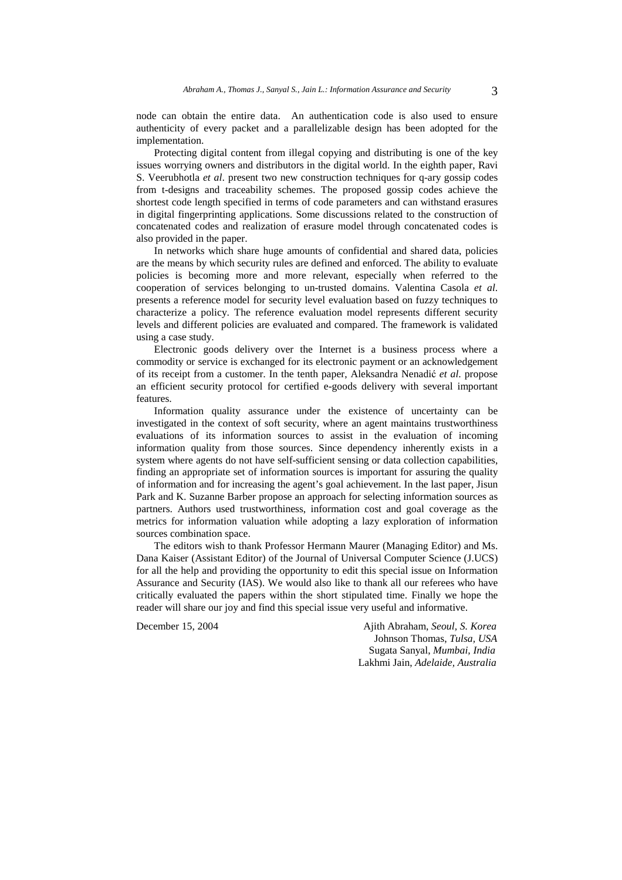node can obtain the entire data. An authentication code is also used to ensure authenticity of every packet and a parallelizable design has been adopted for the implementation.

Protecting digital content from illegal copying and distributing is one of the key issues worrying owners and distributors in the digital world. In the eighth paper, Ravi S. Veerubhotla *et al*. present two new construction techniques for q-ary gossip codes from t-designs and traceability schemes. The proposed gossip codes achieve the shortest code length specified in terms of code parameters and can withstand erasures in digital fingerprinting applications. Some discussions related to the construction of concatenated codes and realization of erasure model through concatenated codes is also provided in the paper.

In networks which share huge amounts of confidential and shared data, policies are the means by which security rules are defined and enforced. The ability to evaluate policies is becoming more and more relevant, especially when referred to the cooperation of services belonging to un-trusted domains. Valentina Casola *et al.* presents a reference model for security level evaluation based on fuzzy techniques to characterize a policy. The reference evaluation model represents different security levels and different policies are evaluated and compared. The framework is validated using a case study.

Electronic goods delivery over the Internet is a business process where a commodity or service is exchanged for its electronic payment or an acknowledgement of its receipt from a customer. In the tenth paper, Aleksandra Nenadić *et al*. propose an efficient security protocol for certified e-goods delivery with several important features.

Information quality assurance under the existence of uncertainty can be investigated in the context of soft security, where an agent maintains trustworthiness evaluations of its information sources to assist in the evaluation of incoming information quality from those sources. Since dependency inherently exists in a system where agents do not have self-sufficient sensing or data collection capabilities, finding an appropriate set of information sources is important for assuring the quality of information and for increasing the agent's goal achievement. In the last paper, Jisun Park and K. Suzanne Barber propose an approach for selecting information sources as partners. Authors used trustworthiness, information cost and goal coverage as the metrics for information valuation while adopting a lazy exploration of information sources combination space.

The editors wish to thank Professor Hermann Maurer (Managing Editor) and Ms. Dana Kaiser (Assistant Editor) of the Journal of Universal Computer Science (J.UCS) for all the help and providing the opportunity to edit this special issue on Information Assurance and Security (IAS). We would also like to thank all our referees who have critically evaluated the papers within the short stipulated time. Finally we hope the reader will share our joy and find this special issue very useful and informative.

December 15, 2004

Ajith Abraham, *Seoul, S. Korea*  
Johnson Thomas, *Tulsa, USA*  
Sugata Sanyal, *Mumbai, India*  
Lakhmi Jain, *Adelaide, Australia*